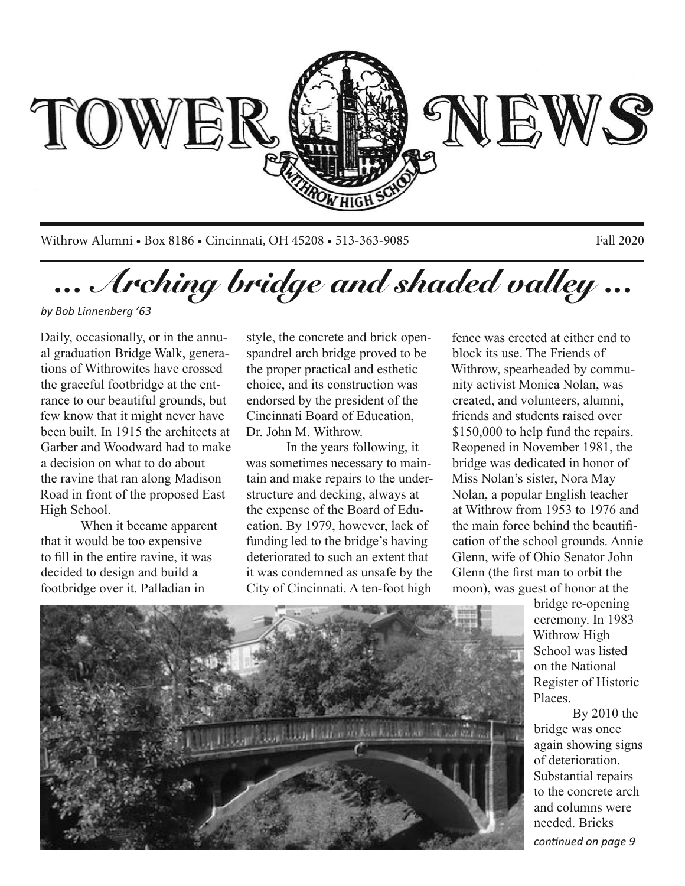# TOWER NEWS

Withrow Alumni • Box 8186 • Cincinnati, OH 45208 • 513-363-9085

Fall 2020

## *... Arching bridge and shaded valley ...*

*by Bob Linnenberg '63*

Daily, occasionally, or in the annual graduation Bridge Walk, generations of Withrowites have crossed the graceful footbridge at the entrance to our beautiful grounds, but few know that it might never have been built. In 1915 the architects at Garber and Woodward had to make a decision on what to do about the ravine that ran along Madison Road in front of the proposed East High School.

When it became apparent that it would be too expensive to fill in the entire ravine, it was decided to design and build a footbridge over it. Palladian in style, the concrete and brick open-spandrel arch bridge proved to be the proper practical and esthetic choice, and its construction was endorsed by the president of the Cincinnati Board of Education, Dr. John M. Withrow.

In the years following, it was sometimes necessary to maintain and make repairs to the understructure and decking, always at the expense of the Board of Education. By 1979, however, lack of funding led to the bridge's having deteriorated to such an extent that it was condemned as unsafe by the City of Cincinnati. A ten-foot high fence was erected at either end to block its use. The Friends of Withrow, spearheaded by community activist Monica Nolan, was created, and volunteers, alumni, friends and students raised over $150,000 to help fund the repairs. Reopened in November 1981, the bridge was dedicated in honor of Miss Nolan's sister, Nora May Nolan, a popular English teacher at Withrow from 1953 to 1976 and the main force behind the beautification of the school grounds. Annie Glenn, wife of Ohio Senator John Glenn (the first man to orbit the moon), was guest of honor at the bridge re-opening ceremony. In 1983 Withrow High School was listed on the National Register of Historic Places.

By 2010 the bridge was once again showing signs of deterioration. Substantial repairs to the concrete arch and columns were needed. Bricks

*continued on page 9*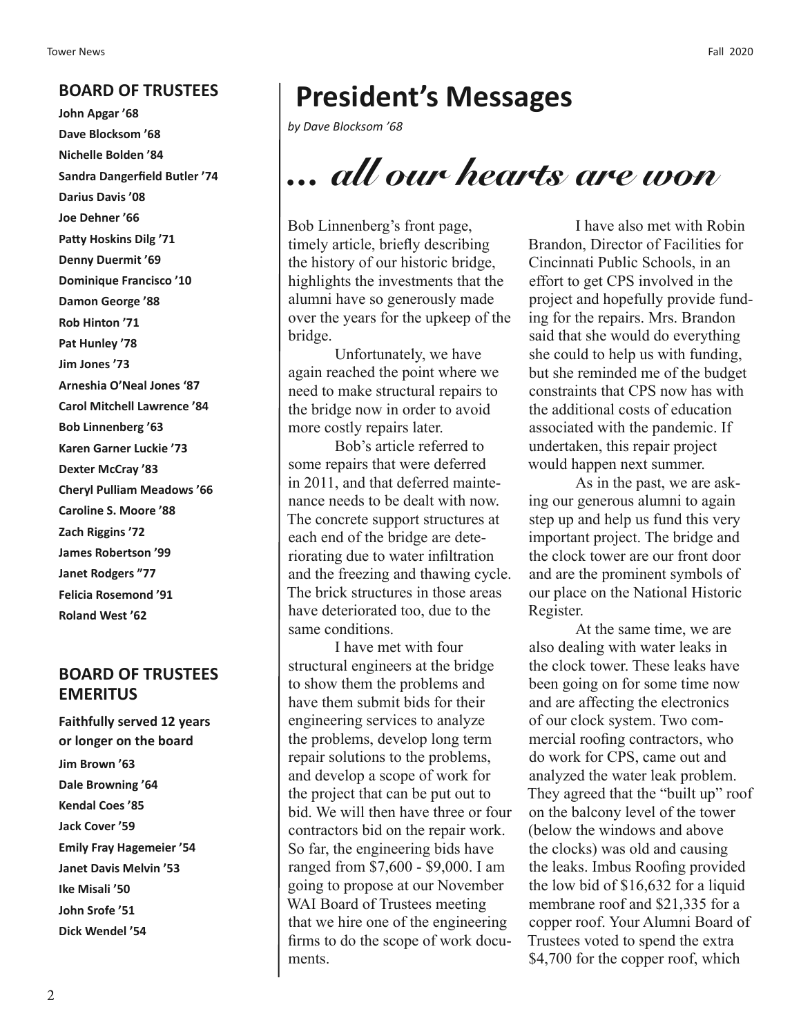## BOARD OF TRUSTEES

**John Apgar '68**
**Dave Blocksom '68**
**Nichelle Bolden '84**
**Sandra Dangerfield Butler '74**
**Darius Davis '08**
**Joe Dehner '66**
**Patty Hoskins Dilg '71**
**Denny Duermit '69**
**Dominique Francisco '10**
**Damon George '88**
**Rob Hinton '71**
**Pat Hunley '78**
**Jim Jones '73**
**Arneshia O'Neal Jones '87**
**Carol Mitchell Lawrence '84**
**Bob Linnenberg '63**
**Karen Garner Luckie '73**
**Dexter McCray '83**
**Cheryl Pulliam Meadows '66**
**Caroline S. Moore '88**
**Zach Riggins '72**
**James Robertson '99**
**Janet Rodgers "77**
**Felicia Rosemond '91**
**Roland West '62**

## BOARD OF TRUSTEES EMERITUS

**Faithfully served 12 years or longer on the board**

**Jim Brown '63**
**Dale Browning '64**
**Kendal Coes '85**
**Jack Cover '59**
**Emily Fray Hagemeier '54**
**Janet Davis Melvin '53**
**Ike Misali '50**
**John Srofe '51**
**Dick Wendel '54**

# President's Messages

*by Dave Blocksom '68*

## *... all our hearts are won*

Bob Linnenberg's front page, timely article, briefly describing the history of our historic bridge, highlights the investments that the alumni have so generously made over the years for the upkeep of the bridge.

Unfortunately, we have again reached the point where we need to make structural repairs to the bridge now in order to avoid more costly repairs later.

Bob's article referred to some repairs that were deferred in 2011, and that deferred maintenance needs to be dealt with now. The concrete support structures at each end of the bridge are deteriorating due to water infiltration and the freezing and thawing cycle. The brick structures in those areas have deteriorated too, due to the same conditions.

I have met with four structural engineers at the bridge to show them the problems and have them submit bids for their engineering services to analyze the problems, develop long term repair solutions to the problems, and develop a scope of work for the project that can be put out to bid. We will then have three or four contractors bid on the repair work. So far, the engineering bids have ranged from $7,600 - $9,000. I am going to propose at our November WAI Board of Trustees meeting that we hire one of the engineering firms to do the scope of work documents.

I have also met with Robin Brandon, Director of Facilities for Cincinnati Public Schools, in an effort to get CPS involved in the project and hopefully provide funding for the repairs. Mrs. Brandon said that she would do everything she could to help us with funding, but she reminded me of the budget constraints that CPS now has with the additional costs of education associated with the pandemic. If undertaken, this repair project would happen next summer.

As in the past, we are asking our generous alumni to again step up and help us fund this very important project. The bridge and the clock tower are our front door and are the prominent symbols of our place on the National Historic Register.

At the same time, we are also dealing with water leaks in the clock tower. These leaks have been going on for some time now and are affecting the electronics of our clock system. Two commercial roofing contractors, who do work for CPS, came out and analyzed the water leak problem. They agreed that the "built up" roof on the balcony level of the tower (below the windows and above the clocks) was old and causing the leaks. Imbus Roofing provided the low bid of $16,632 for a liquid membrane roof and $21,335 for a copper roof. Your Alumni Board of Trustees voted to spend the extra $4,700 for the copper roof, which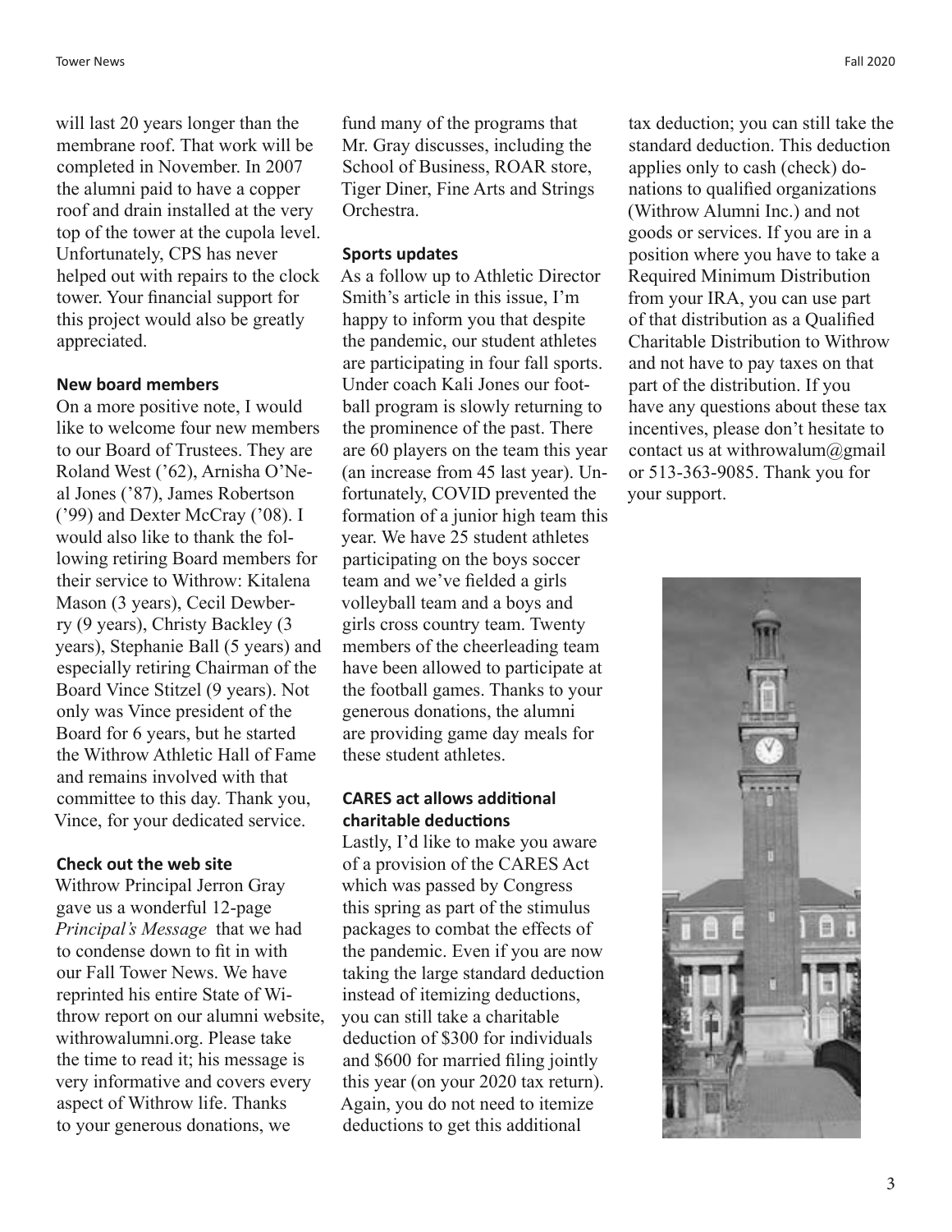will last 20 years longer than the membrane roof. That work will be completed in November. In 2007 the alumni paid to have a copper roof and drain installed at the very top of the tower at the cupola level. Unfortunately, CPS has never helped out with repairs to the clock tower. Your financial support for this project would also be greatly appreciated.

### New board members

On a more positive note, I would like to welcome four new members to our Board of Trustees. They are Roland West ('62), Arnisha O'Neal Jones ('87), James Robertson ('99) and Dexter McCray ('08). I would also like to thank the following retiring Board members for their service to Withrow: Kitalena Mason (3 years), Cecil Dewberry (9 years), Christy Backley (3 years), Stephanie Ball (5 years) and especially retiring Chairman of the Board Vince Stitzel (9 years). Not only was Vince president of the Board for 6 years, but he started the Withrow Athletic Hall of Fame and remains involved with that committee to this day. Thank you, Vince, for your dedicated service.

### Check out the web site

Withrow Principal Jerron Gray gave us a wonderful 12-page *Principal's Message* that we had to condense down to fit in with our Fall Tower News. We have reprinted his entire State of Withrow report on our alumni website, withrowalumni.org. Please take the time to read it; his message is very informative and covers every aspect of Withrow life. Thanks to your generous donations, we fund many of the programs that Mr. Gray discusses, including the School of Business, ROAR store, Tiger Diner, Fine Arts and Strings Orchestra.

### Sports updates

As a follow up to Athletic Director Smith's article in this issue, I'm happy to inform you that despite the pandemic, our student athletes are participating in four fall sports. Under coach Kali Jones our football program is slowly returning to the prominence of the past. There are 60 players on the team this year (an increase from 45 last year). Unfortunately, COVID prevented the formation of a junior high team this year. We have 25 student athletes participating on the boys soccer team and we've fielded a girls volleyball team and a boys and girls cross country team. Twenty members of the cheerleading team have been allowed to participate at the football games. Thanks to your generous donations, the alumni are providing game day meals for these student athletes.

### CARES act allows additional charitable deductions

Lastly, I'd like to make you aware of a provision of the CARES Act which was passed by Congress this spring as part of the stimulus packages to combat the effects of the pandemic. Even if you are now taking the large standard deduction instead of itemizing deductions, you can still take a charitable deduction of $300 for individuals and $600 for married filing jointly this year (on your 2020 tax return). Again, you do not need to itemize deductions to get this additional tax deduction; you can still take the standard deduction. This deduction applies only to cash (check) donations to qualified organizations (Withrow Alumni Inc.) and not goods or services. If you are in a position where you have to take a Required Minimum Distribution from your IRA, you can use part of that distribution as a Qualified Charitable Distribution to Withrow and not have to pay taxes on that part of the distribution. If you have any questions about these tax incentives, please don't hesitate to contact us at withrowalum@gmail or 513-363-9085. Thank you for your support.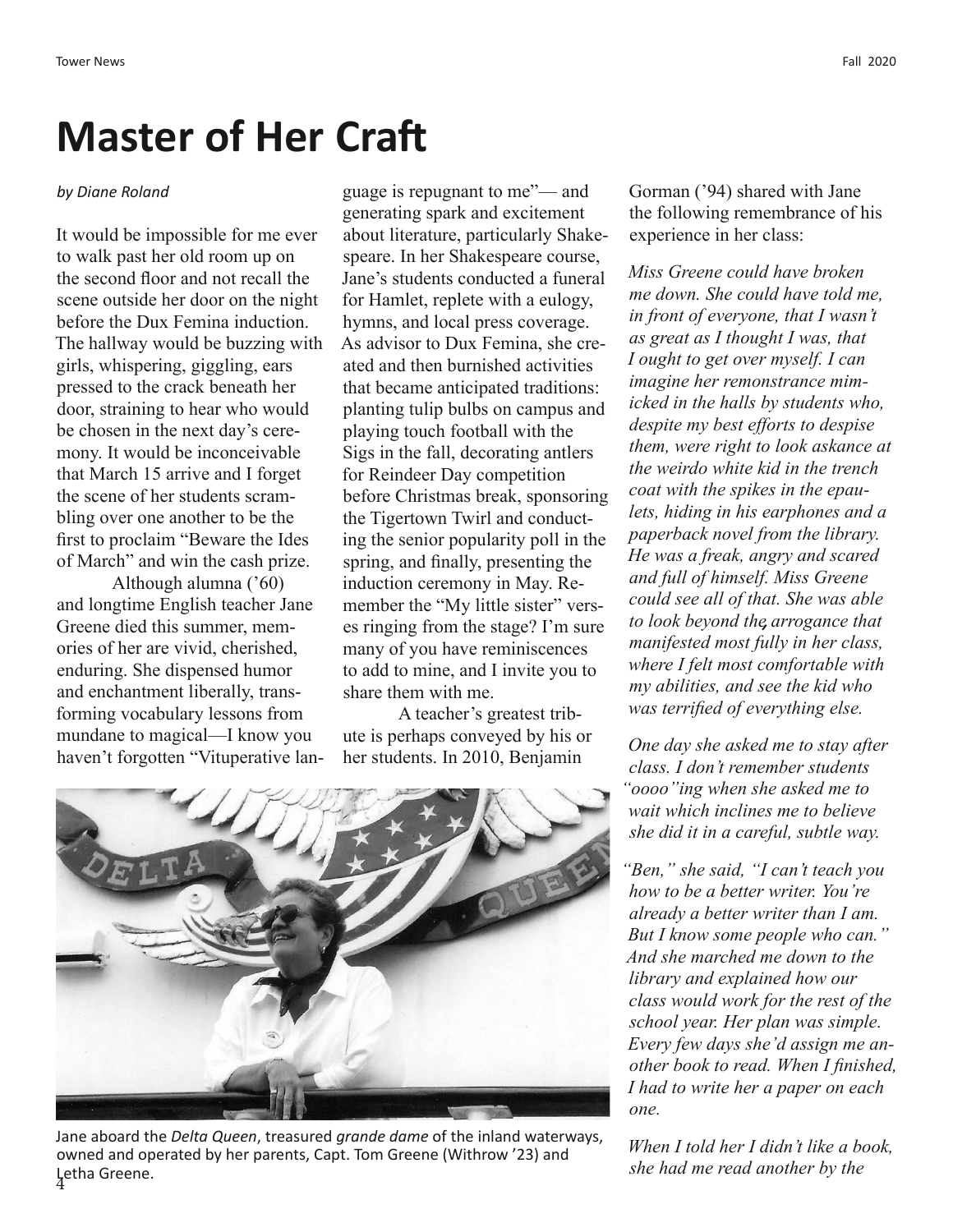# Master of Her Craft

*by Diane Roland*

It would be impossible for me ever to walk past her old room up on the second floor and not recall the scene outside her door on the night before the Dux Femina induction. The hallway would be buzzing with girls, whispering, giggling, ears pressed to the crack beneath her door, straining to hear who would be chosen in the next day's ceremony. It would be inconceivable that March 15 arrive and I forget the scene of her students scrambling over one another to be the first to proclaim "Beware the Ides of March" and win the cash prize.

Although alumna ('60) and longtime English teacher Jane Greene died this summer, memories of her are vivid, cherished, enduring. She dispensed humor and enchantment liberally, transforming vocabulary lessons from mundane to magical—I know you haven't forgotten "Vituperative language is repugnant to me"— and generating spark and excitement about literature, particularly Shakespeare. In her Shakespeare course, Jane's students conducted a funeral for Hamlet, replete with a eulogy, hymns, and local press coverage. As advisor to Dux Femina, she created and then burnished activities that became anticipated traditions: planting tulip bulbs on campus and playing touch football with the Sigs in the fall, decorating antlers for Reindeer Day competition before Christmas break, sponsoring the Tigertown Twirl and conducting the senior popularity poll in the spring, and finally, presenting the induction ceremony in May. Remember the "My little sister" verses ringing from the stage? I'm sure many of you have reminiscences to add to mine, and I invite you to share them with me.

A teacher's greatest tribute is perhaps conveyed by his or her students. In 2010, Benjamin Gorman ('94) shared with Jane the following remembrance of his experience in her class:

*Miss Greene could have broken me down. She could have told me, in front of everyone, that I wasn't as great as I thought I was, that I ought to get over myself. I can imagine her remonstrance mimicked in the halls by students who, despite my best efforts to despise them, were right to look askance at the weirdo white kid in the trench coat with the spikes in the epaulets, hiding in his earphones and a paperback novel from the library. He was a freak, angry and scared and full of himself. Miss Greene could see all of that. She was able to look beyond the arrogance that manifested most fully in her class, where I felt most comfortable with my abilities, and see the kid who was terrified of everything else.*

*One day she asked me to stay after class. I don't remember students "oooo"ing when she asked me to wait which inclines me to believe she did it in a careful, subtle way.*

*"Ben," she said, "I can't teach you how to be a better writer. You're already a better writer than I am. But I know some people who can." And she marched me down to the library and explained how our class would work for the rest of the school year. Her plan was simple. Every few days she'd assign me another book to read. When I finished, I had to write her a paper on each one.*

*When I told her I didn't like a book, she had me read another by the*

Jane aboard the *Delta Queen*, treasured *grande dame* of the inland waterways, owned and operated by her parents, Capt. Tom Greene (Withrow '23) and Letha Greene.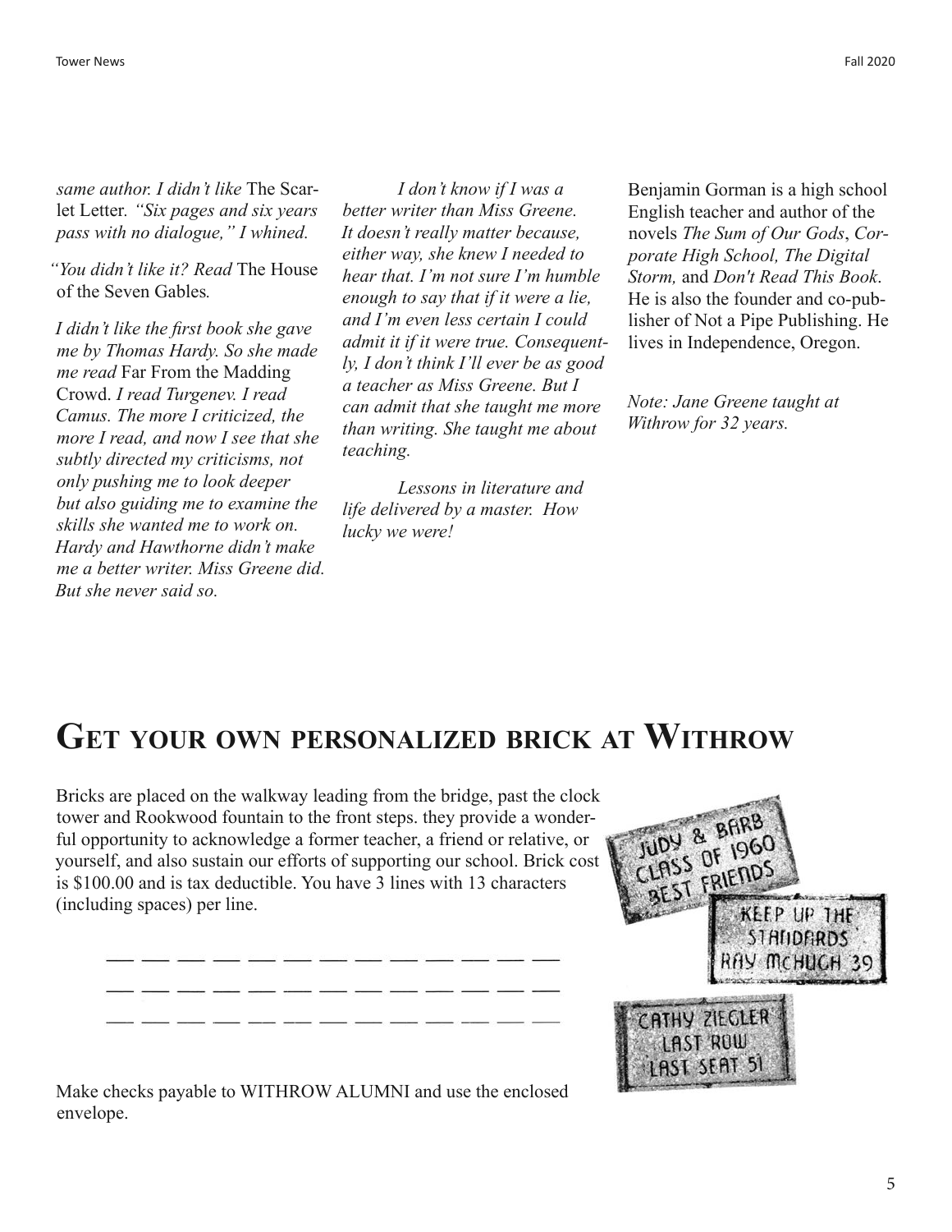*same author. I didn't like* The Scarlet Letter. *"Six pages and six years pass with no dialogue," I whined.*

*"You didn't like it? Read* The House of the Seven Gables*.*

*I didn't like the first book she gave me by Thomas Hardy. So she made me read* Far From the Madding Crowd. *I read Turgenev. I read Camus. The more I criticized, the more I read, and now I see that she subtly directed my criticisms, not only pushing me to look deeper but also guiding me to examine the skills she wanted me to work on. Hardy and Hawthorne didn't make me a better writer. Miss Greene did. But she never said so.*

*I don't know if I was a better writer than Miss Greene. It doesn't really matter because, either way, she knew I needed to hear that. I'm not sure I'm humble enough to say that if it were a lie, and I'm even less certain I could admit it if it were true. Consequently, I don't think I'll ever be as good a teacher as Miss Greene. But I can admit that she taught me more than writing. She taught me about teaching.*

*Lessons in literature and life delivered by a master. How lucky we were!*

Benjamin Gorman is a high school English teacher and author of the novels *The Sum of Our Gods*, *Corporate High School, The Digital Storm,* and *Don't Read This Book*. He is also the founder and co-publisher of Not a Pipe Publishing. He lives in Independence, Oregon.

*Note: Jane Greene taught at Withrow for 32 years.*

# Get your own personalized brick at Withrow

Bricks are placed on the walkway leading from the bridge, past the clock tower and Rookwood fountain to the front steps. they provide a wonderful opportunity to acknowledge a former teacher, a friend or relative, or yourself, and also sustain our efforts of supporting our school. Brick cost is $100.00 and is tax deductible. You have 3 lines with 13 characters (including spaces) per line.

\_\_ \_\_ \_\_ \_\_ \_\_ \_\_ \_\_ \_\_ \_\_ \_\_ \_\_ \_\_ \_\_

\_\_ \_\_ \_\_ \_\_ \_\_ \_\_ \_\_ \_\_ \_\_ \_\_ \_\_ \_\_ \_\_

\_\_ \_\_ \_\_ \_\_ \_\_ \_\_ \_\_ \_\_ \_\_ \_\_ \_\_ \_\_ \_\_

JUDY & BARB
CLASS OF 1960
BEST FRIENDS

KEEP UP THE
STANDARDS
RAY McHUGH 39

CATHY ZIEGLER
LAST ROW
LAST SEAT 51

Make checks payable to WITHROW ALUMNI and use the enclosed envelope.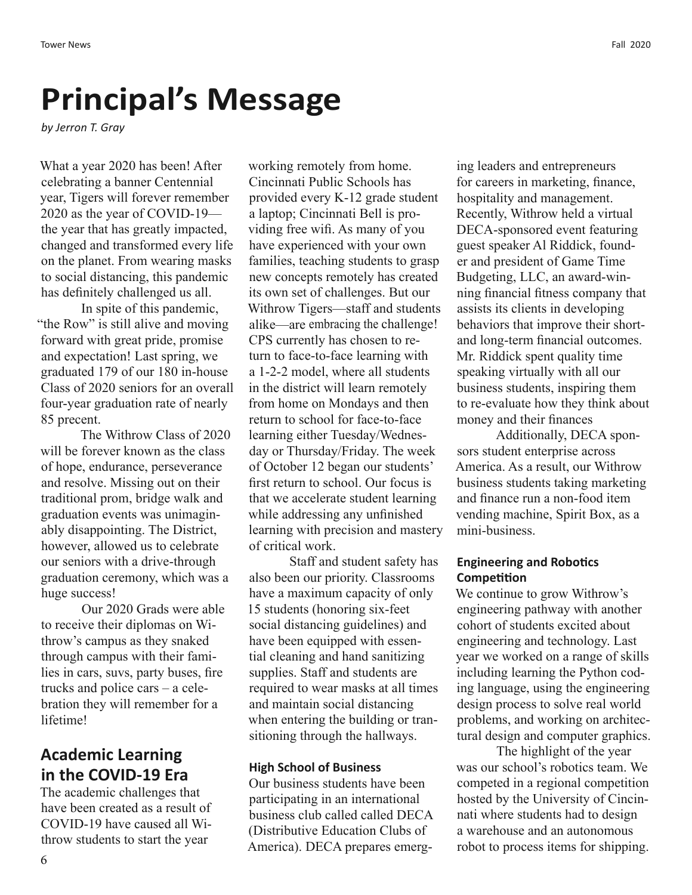# Principal's Message

*by Jerron T. Gray*

What a year 2020 has been! After celebrating a banner Centennial year, Tigers will forever remember 2020 as the year of COVID-19—the year that has greatly impacted, changed and transformed every life on the planet. From wearing masks to social distancing, this pandemic has definitely challenged us all.

In spite of this pandemic, "the Row" is still alive and moving forward with great pride, promise and expectation! Last spring, we graduated 179 of our 180 in-house Class of 2020 seniors for an overall four-year graduation rate of nearly 85 precent.

The Withrow Class of 2020 will be forever known as the class of hope, endurance, perseverance and resolve. Missing out on their traditional prom, bridge walk and graduation events was unimaginably disappointing. The District, however, allowed us to celebrate our seniors with a drive-through graduation ceremony, which was a huge success!

Our 2020 Grads were able to receive their diplomas on Withrow's campus as they snaked through campus with their families in cars, suvs, party buses, fire trucks and police cars – a celebration they will remember for a lifetime!

## Academic Learning in the COVID-19 Era

The academic challenges that have been created as a result of COVID-19 have caused all Withrow students to start the year working remotely from home. Cincinnati Public Schools has provided every K-12 grade student a laptop; Cincinnati Bell is providing free wifi. As many of you have experienced with your own families, teaching students to grasp new concepts remotely has created its own set of challenges. But our Withrow Tigers—staff and students alike—are embracing the challenge! CPS currently has chosen to return to face-to-face learning with a 1-2-2 model, where all students in the district will learn remotely from home on Mondays and then return to school for face-to-face learning either Tuesday/Wednesday or Thursday/Friday. The week of October 12 began our students' first return to school. Our focus is that we accelerate student learning while addressing any unfinished learning with precision and mastery of critical work.

Staff and student safety has also been our priority. Classrooms have a maximum capacity of only 15 students (honoring six-feet social distancing guidelines) and have been equipped with essential cleaning and hand sanitizing supplies. Staff and students are required to wear masks at all times and maintain social distancing when entering the building or transitioning through the hallways.

### High School of Business

Our business students have been participating in an international business club called called DECA (Distributive Education Clubs of America). DECA prepares emerging leaders and entrepreneurs for careers in marketing, finance, hospitality and management. Recently, Withrow held a virtual DECA-sponsored event featuring guest speaker Al Riddick, founder and president of Game Time Budgeting, LLC, an award-winning financial fitness company that assists its clients in developing behaviors that improve their short- and long-term financial outcomes. Mr. Riddick spent quality time speaking virtually with all our business students, inspiring them to re-evaluate how they think about money and their finances

Additionally, DECA sponsors student enterprise across America. As a result, our Withrow business students taking marketing and finance run a non-food item vending machine, Spirit Box, as a mini-business.

### Engineering and Robotics Competition

We continue to grow Withrow's engineering pathway with another cohort of students excited about engineering and technology. Last year we worked on a range of skills including learning the Python coding language, using the engineering design process to solve real world problems, and working on architectural design and computer graphics.

The highlight of the year was our school's robotics team. We competed in a regional competition hosted by the University of Cincinnati where students had to design a warehouse and an autonomous robot to process items for shipping.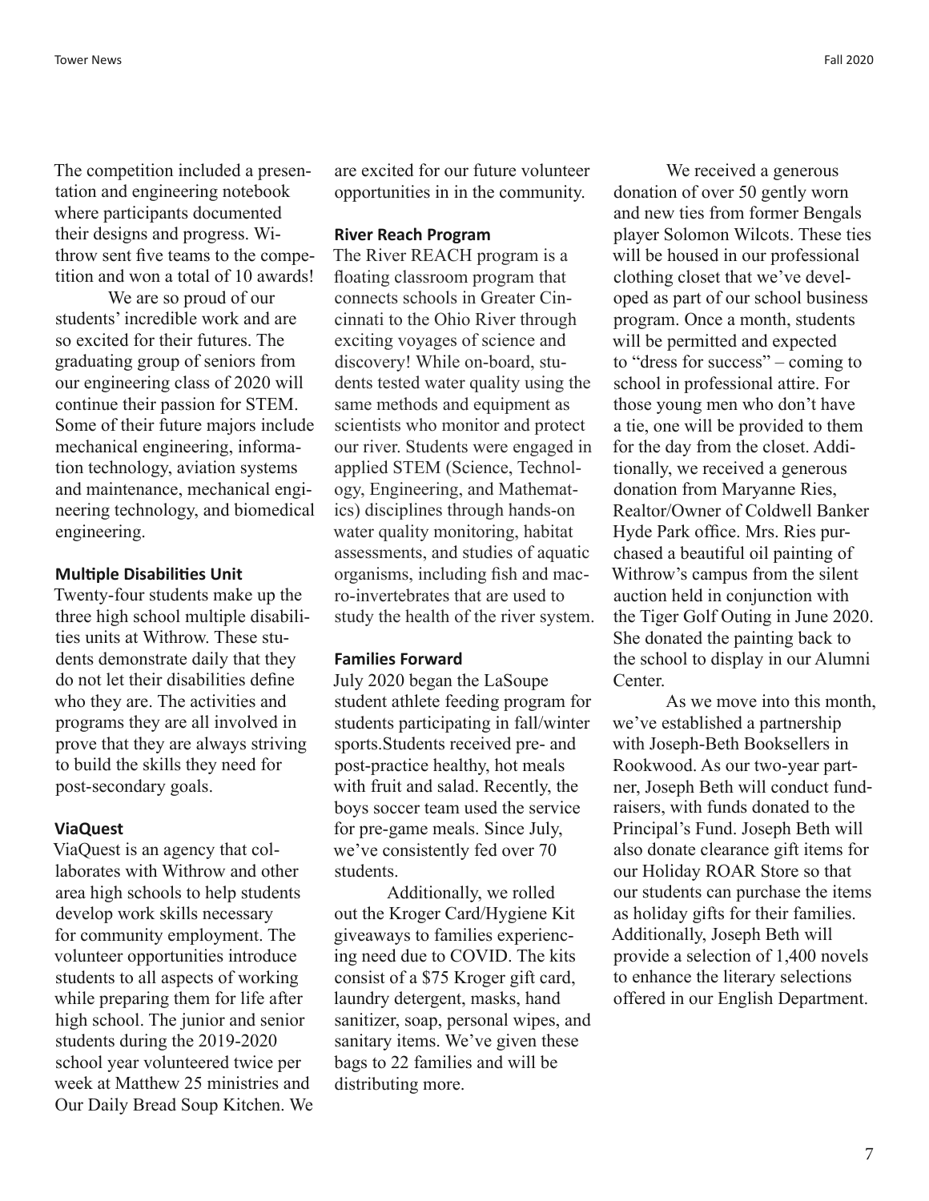The competition included a presentation and engineering notebook where participants documented their designs and progress. Withrow sent five teams to the competition and won a total of 10 awards!

We are so proud of our students' incredible work and are so excited for their futures. The graduating group of seniors from our engineering class of 2020 will continue their passion for STEM. Some of their future majors include mechanical engineering, information technology, aviation systems and maintenance, mechanical engineering technology, and biomedical engineering.

**Multiple Disabilities Unit**

Twenty-four students make up the three high school multiple disabilities units at Withrow. These students demonstrate daily that they do not let their disabilities define who they are. The activities and programs they are all involved in prove that they are always striving to build the skills they need for post-secondary goals.

**ViaQuest**

ViaQuest is an agency that collaborates with Withrow and other area high schools to help students develop work skills necessary for community employment. The volunteer opportunities introduce students to all aspects of working while preparing them for life after high school. The junior and senior students during the 2019-2020 school year volunteered twice per week at Matthew 25 ministries and Our Daily Bread Soup Kitchen. We are excited for our future volunteer opportunities in in the community.

**River Reach Program**

The River REACH program is a floating classroom program that connects schools in Greater Cincinnati to the Ohio River through exciting voyages of science and discovery! While on-board, students tested water quality using the same methods and equipment as scientists who monitor and protect our river. Students were engaged in applied STEM (Science, Technology, Engineering, and Mathematics) disciplines through hands-on water quality monitoring, habitat assessments, and studies of aquatic organisms, including fish and macro-invertebrates that are used to study the health of the river system.

**Families Forward**

July 2020 began the LaSoupe student athlete feeding program for students participating in fall/winter sports.Students received pre- and post-practice healthy, hot meals with fruit and salad. Recently, the boys soccer team used the service for pre-game meals. Since July, we've consistently fed over 70 students.

Additionally, we rolled out the Kroger Card/Hygiene Kit giveaways to families experiencing need due to COVID. The kits consist of a $75 Kroger gift card, laundry detergent, masks, hand sanitizer, soap, personal wipes, and sanitary items. We've given these bags to 22 families and will be distributing more.

We received a generous donation of over 50 gently worn and new ties from former Bengals player Solomon Wilcots. These ties will be housed in our professional clothing closet that we've developed as part of our school business program. Once a month, students will be permitted and expected to "dress for success" – coming to school in professional attire. For those young men who don't have a tie, one will be provided to them for the day from the closet. Additionally, we received a generous donation from Maryanne Ries, Realtor/Owner of Coldwell Banker Hyde Park office. Mrs. Ries purchased a beautiful oil painting of Withrow's campus from the silent auction held in conjunction with the Tiger Golf Outing in June 2020. She donated the painting back to the school to display in our Alumni Center.

As we move into this month, we've established a partnership with Joseph-Beth Booksellers in Rookwood. As our two-year partner, Joseph Beth will conduct fundraisers, with funds donated to the Principal's Fund. Joseph Beth will also donate clearance gift items for our Holiday ROAR Store so that our students can purchase the items as holiday gifts for their families. Additionally, Joseph Beth will provide a selection of 1,400 novels to enhance the literary selections offered in our English Department.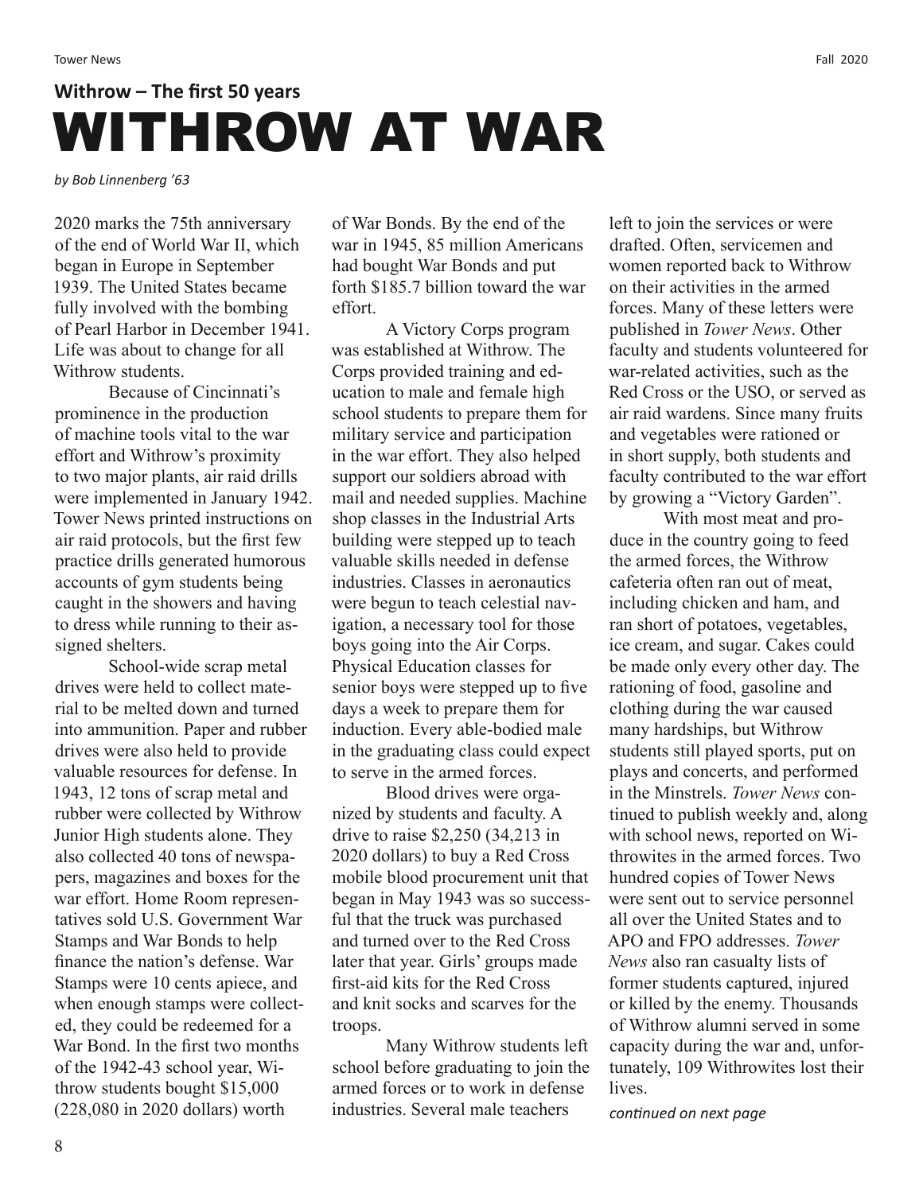**Withrow – The first 50 years**

# WITHROW AT WAR

*by Bob Linnenberg '63*

2020 marks the 75th anniversary of the end of World War II, which began in Europe in September 1939. The United States became fully involved with the bombing of Pearl Harbor in December 1941. Life was about to change for all Withrow students.

Because of Cincinnati's prominence in the production of machine tools vital to the war effort and Withrow's proximity to two major plants, air raid drills were implemented in January 1942. Tower News printed instructions on air raid protocols, but the first few practice drills generated humorous accounts of gym students being caught in the showers and having to dress while running to their assigned shelters.

School-wide scrap metal drives were held to collect material to be melted down and turned into ammunition. Paper and rubber drives were also held to provide valuable resources for defense. In 1943, 12 tons of scrap metal and rubber were collected by Withrow Junior High students alone. They also collected 40 tons of newspapers, magazines and boxes for the war effort. Home Room representatives sold U.S. Government War Stamps and War Bonds to help finance the nation's defense. War Stamps were 10 cents apiece, and when enough stamps were collected, they could be redeemed for a War Bond. In the first two months of the 1942-43 school year, Withrow students bought $15,000 (228,080 in 2020 dollars) worth of War Bonds. By the end of the war in 1945, 85 million Americans had bought War Bonds and put forth $185.7 billion toward the war effort.

A Victory Corps program was established at Withrow. The Corps provided training and education to male and female high school students to prepare them for military service and participation in the war effort. They also helped support our soldiers abroad with mail and needed supplies. Machine shop classes in the Industrial Arts building were stepped up to teach valuable skills needed in defense industries. Classes in aeronautics were begun to teach celestial navigation, a necessary tool for those boys going into the Air Corps. Physical Education classes for senior boys were stepped up to five days a week to prepare them for induction. Every able-bodied male in the graduating class could expect to serve in the armed forces.

Blood drives were organized by students and faculty. A drive to raise $2,250 (34,213 in 2020 dollars) to buy a Red Cross mobile blood procurement unit that began in May 1943 was so successful that the truck was purchased and turned over to the Red Cross later that year. Girls' groups made first-aid kits for the Red Cross and knit socks and scarves for the troops.

Many Withrow students left school before graduating to join the armed forces or to work in defense industries. Several male teachers left to join the services or were drafted. Often, servicemen and women reported back to Withrow on their activities in the armed forces. Many of these letters were published in *Tower News*. Other faculty and students volunteered for war-related activities, such as the Red Cross or the USO, or served as air raid wardens. Since many fruits and vegetables were rationed or in short supply, both students and faculty contributed to the war effort by growing a "Victory Garden".

With most meat and produce in the country going to feed the armed forces, the Withrow cafeteria often ran out of meat, including chicken and ham, and ran short of potatoes, vegetables, ice cream, and sugar. Cakes could be made only every other day. The rationing of food, gasoline and clothing during the war caused many hardships, but Withrow students still played sports, put on plays and concerts, and performed in the Minstrels. *Tower News* continued to publish weekly and, along with school news, reported on Withrowites in the armed forces. Two hundred copies of Tower News were sent out to service personnel all over the United States and to APO and FPO addresses. *Tower News* also ran casualty lists of former students captured, injured or killed by the enemy. Thousands of Withrow alumni served in some capacity during the war and, unfortunately, 109 Withrowites lost their lives.

*continued on next page*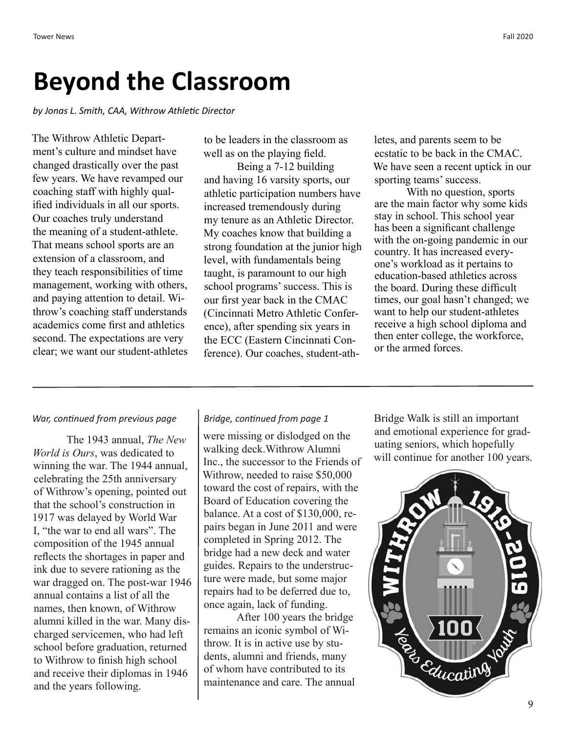# Beyond the Classroom

*by Jonas L. Smith, CAA, Withrow Athletic Director*

The Withrow Athletic Department's culture and mindset have changed drastically over the past few years. We have revamped our coaching staff with highly qualified individuals in all our sports. Our coaches truly understand the meaning of a student-athlete. That means school sports are an extension of a classroom, and they teach responsibilities of time management, working with others, and paying attention to detail. Withrow's coaching staff understands academics come first and athletics second. The expectations are very clear; we want our student-athletes to be leaders in the classroom as well as on the playing field.

Being a 7-12 building and having 16 varsity sports, our athletic participation numbers have increased tremendously during my tenure as an Athletic Director. My coaches know that building a strong foundation at the junior high level, with fundamentals being taught, is paramount to our high school programs' success. This is our first year back in the CMAC (Cincinnati Metro Athletic Conference), after spending six years in the ECC (Eastern Cincinnati Conference). Our coaches, student-athletes, and parents seem to be ecstatic to be back in the CMAC. We have seen a recent uptick in our sporting teams' success.

With no question, sports are the main factor why some kids stay in school. This school year has been a significant challenge with the on-going pandemic in our country. It has increased everyone's workload as it pertains to education-based athletics across the board. During these difficult times, our goal hasn't changed; we want to help our student-athletes receive a high school diploma and then enter college, the workforce, or the armed forces.

---

*War, continued from previous page*

The 1943 annual, *The New World is Ours*, was dedicated to winning the war. The 1944 annual, celebrating the 25th anniversary of Withrow's opening, pointed out that the school's construction in 1917 was delayed by World War I, "the war to end all wars". The composition of the 1945 annual reflects the shortages in paper and ink due to severe rationing as the war dragged on. The post-war 1946 annual contains a list of all the names, then known, of Withrow alumni killed in the war. Many discharged servicemen, who had left school before graduation, returned to Withrow to finish high school and receive their diplomas in 1946 and the years following.

*Bridge, continued from page 1*

were missing or dislodged on the walking deck.Withrow Alumni Inc., the successor to the Friends of Withrow, needed to raise $50,000 toward the cost of repairs, with the Board of Education covering the balance. At a cost of $130,000, repairs began in June 2011 and were completed in Spring 2012. The bridge had a new deck and water guides. Repairs to the understructure were made, but some major repairs had to be deferred due to, once again, lack of funding.

After 100 years the bridge remains an iconic symbol of Withrow. It is in active use by students, alumni and friends, many of whom have contributed to its maintenance and care. The annual Bridge Walk is still an important and emotional experience for graduating seniors, which hopefully will continue for another 100 years.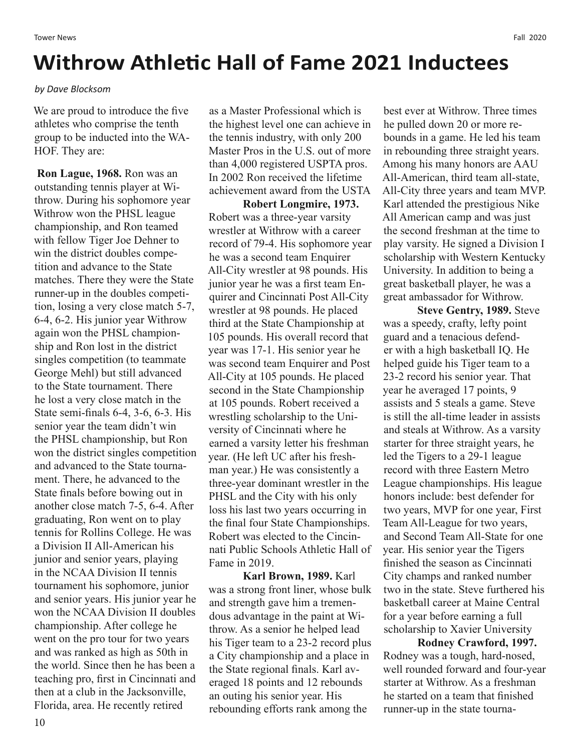# Withrow Athletic Hall of Fame 2021 Inductees

*by Dave Blocksom*

We are proud to introduce the five athletes who comprise the tenth group to be inducted into the WAHOF. They are:

**Ron Lague, 1968.** Ron was an outstanding tennis player at Withrow. During his sophomore year Withrow won the PHSL league championship, and Ron teamed with fellow Tiger Joe Dehner to win the district doubles competition and advance to the State matches. There they were the State runner-up in the doubles competition, losing a very close match 5-7, 6-4, 6-2. His junior year Withrow again won the PHSL championship and Ron lost in the district singles competition (to teammate George Mehl) but still advanced to the State tournament. There he lost a very close match in the State semi-finals 6-4, 3-6, 6-3. His senior year the team didn't win the PHSL championship, but Ron won the district singles competition and advanced to the State tournament. There, he advanced to the State finals before bowing out in another close match 7-5, 6-4. After graduating, Ron went on to play tennis for Rollins College. He was a Division II All-American his junior and senior years, playing in the NCAA Division II tennis tournament his sophomore, junior and senior years. His junior year he won the NCAA Division II doubles championship. After college he went on the pro tour for two years and was ranked as high as 50th in the world. Since then he has been a teaching pro, first in Cincinnati and then at a club in the Jacksonville, Florida, area. He recently retired as a Master Professional which is the highest level one can achieve in the tennis industry, with only 200 Master Pros in the U.S. out of more than 4,000 registered USPTA pros. In 2002 Ron received the lifetime achievement award from the USTA

**Robert Longmire, 1973.** Robert was a three-year varsity wrestler at Withrow with a career record of 79-4. His sophomore year he was a second team Enquirer All-City wrestler at 98 pounds. His junior year he was a first team Enquirer and Cincinnati Post All-City wrestler at 98 pounds. He placed third at the State Championship at 105 pounds. His overall record that year was 17-1. His senior year he was second team Enquirer and Post All-City at 105 pounds. He placed second in the State Championship at 105 pounds. Robert received a wrestling scholarship to the University of Cincinnati where he earned a varsity letter his freshman year. (He left UC after his freshman year.) He was consistently a three-year dominant wrestler in the PHSL and the City with his only loss his last two years occurring in the final four State Championships. Robert was elected to the Cincinnati Public Schools Athletic Hall of Fame in 2019.

**Karl Brown, 1989.** Karl was a strong front liner, whose bulk and strength gave him a tremendous advantage in the paint at Withrow. As a senior he helped lead his Tiger team to a 23-2 record plus a City championship and a place in the State regional finals. Karl averaged 18 points and 12 rebounds an outing his senior year. His rebounding efforts rank among the best ever at Withrow. Three times he pulled down 20 or more rebounds in a game. He led his team in rebounding three straight years. Among his many honors are AAU All-American, third team all-state, All-City three years and team MVP. Karl attended the prestigious Nike All American camp and was just the second freshman at the time to play varsity. He signed a Division I scholarship with Western Kentucky University. In addition to being a great basketball player, he was a great ambassador for Withrow.

**Steve Gentry, 1989.** Steve was a speedy, crafty, lefty point guard and a tenacious defender with a high basketball IQ. He helped guide his Tiger team to a 23-2 record his senior year. That year he averaged 17 points, 9 assists and 5 steals a game. Steve is still the all-time leader in assists and steals at Withrow. As a varsity starter for three straight years, he led the Tigers to a 29-1 league record with three Eastern Metro League championships. His league honors include: best defender for two years, MVP for one year, First Team All-League for two years, and Second Team All-State for one year. His senior year the Tigers finished the season as Cincinnati City champs and ranked number two in the state. Steve furthered his basketball career at Maine Central for a year before earning a full scholarship to Xavier University

**Rodney Crawford, 1997.** Rodney was a tough, hard-nosed, well rounded forward and four-year starter at Withrow. As a freshman he started on a team that finished runner-up in the state tourna-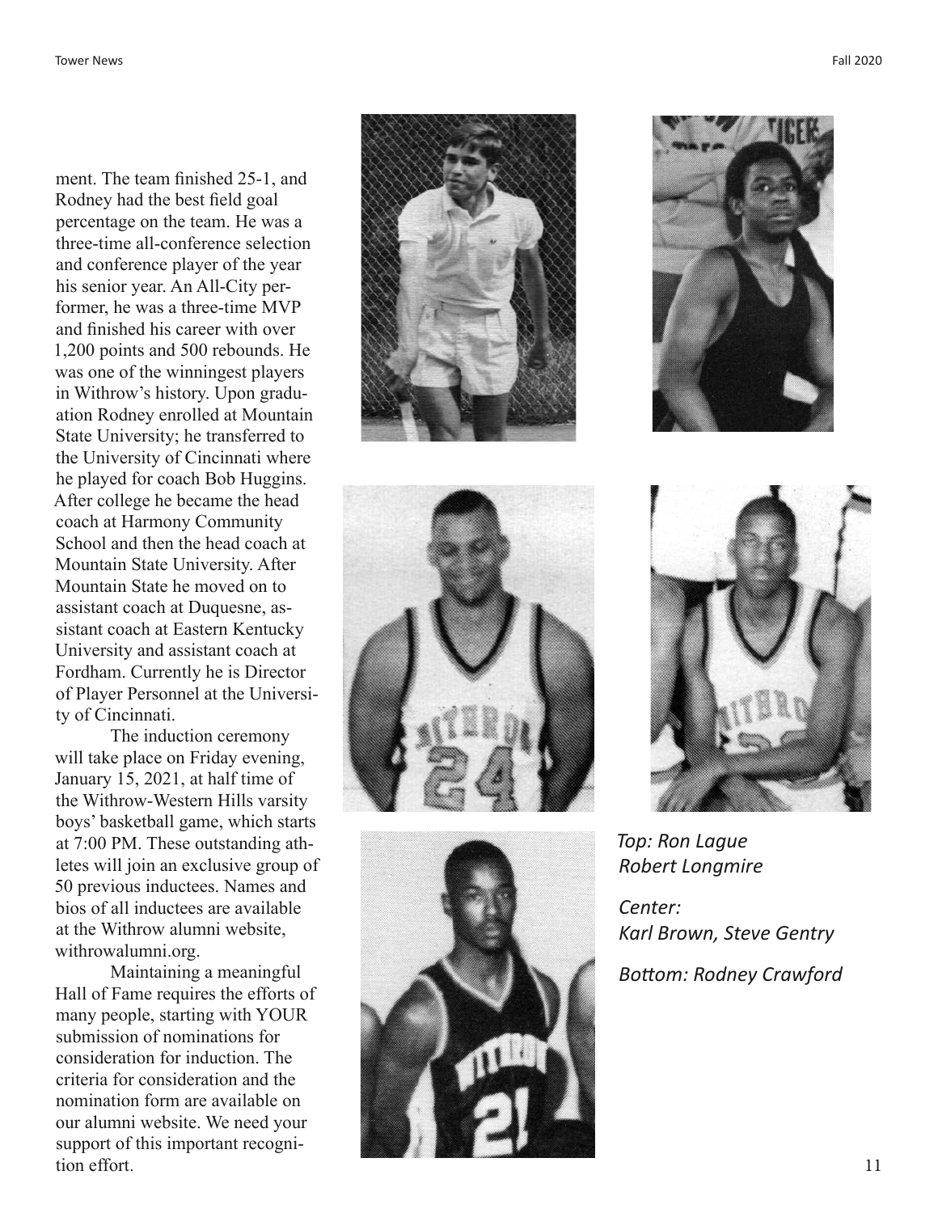ment. The team finished 25-1, and Rodney had the best field goal percentage on the team. He was a three-time all-conference selection and conference player of the year his senior year. An All-City performer, he was a three-time MVP and finished his career with over 1,200 points and 500 rebounds. He was one of the winningest players in Withrow's history. Upon graduation Rodney enrolled at Mountain State University; he transferred to the University of Cincinnati where he played for coach Bob Huggins. After college he became the head coach at Harmony Community School and then the head coach at Mountain State University. After Mountain State he moved on to assistant coach at Duquesne, assistant coach at Eastern Kentucky University and assistant coach at Fordham. Currently he is Director of Player Personnel at the University of Cincinnati.

The induction ceremony will take place on Friday evening, January 15, 2021, at half time of the Withrow-Western Hills varsity boys' basketball game, which starts at 7:00 PM. These outstanding athletes will join an exclusive group of 50 previous inductees. Names and bios of all inductees are available at the Withrow alumni website, withrowalumni.org.

Maintaining a meaningful Hall of Fame requires the efforts of many people, starting with YOUR submission of nominations for consideration for induction. The criteria for consideration and the nomination form are available on our alumni website. We need your support of this important recognition effort.

*Top: Ron Lague*
*Robert Longmire*

*Center:*
*Karl Brown, Steve Gentry*

*Bottom: Rodney Crawford*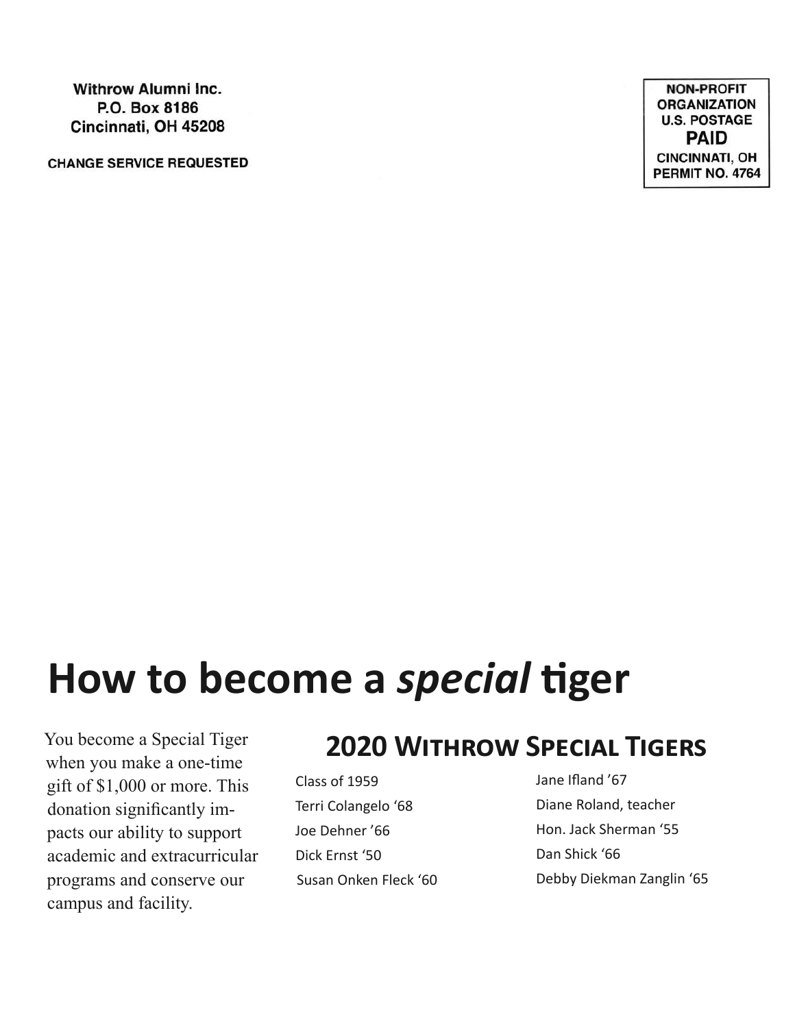Withrow Alumni Inc.
P.O. Box 8186
Cincinnati, OH 45208

CHANGE SERVICE REQUESTED

NON-PROFIT
ORGANIZATION
U.S. POSTAGE
**PAID**
CINCINNATI, OH
PERMIT NO. 4764

# How to become a *special* tiger

You become a Special Tiger when you make a one-time gift of $1,000 or more. This donation significantly impacts our ability to support academic and extracurricular programs and conserve our campus and facility.

## 2020 Withrow Special Tigers

Class of 1959
Terri Colangelo '68
Joe Dehner '66
Dick Ernst '50
Susan Onken Fleck '60
Jane Ifland '67
Diane Roland, teacher
Hon. Jack Sherman '55
Dan Shick '66
Debby Diekman Zanglin '65